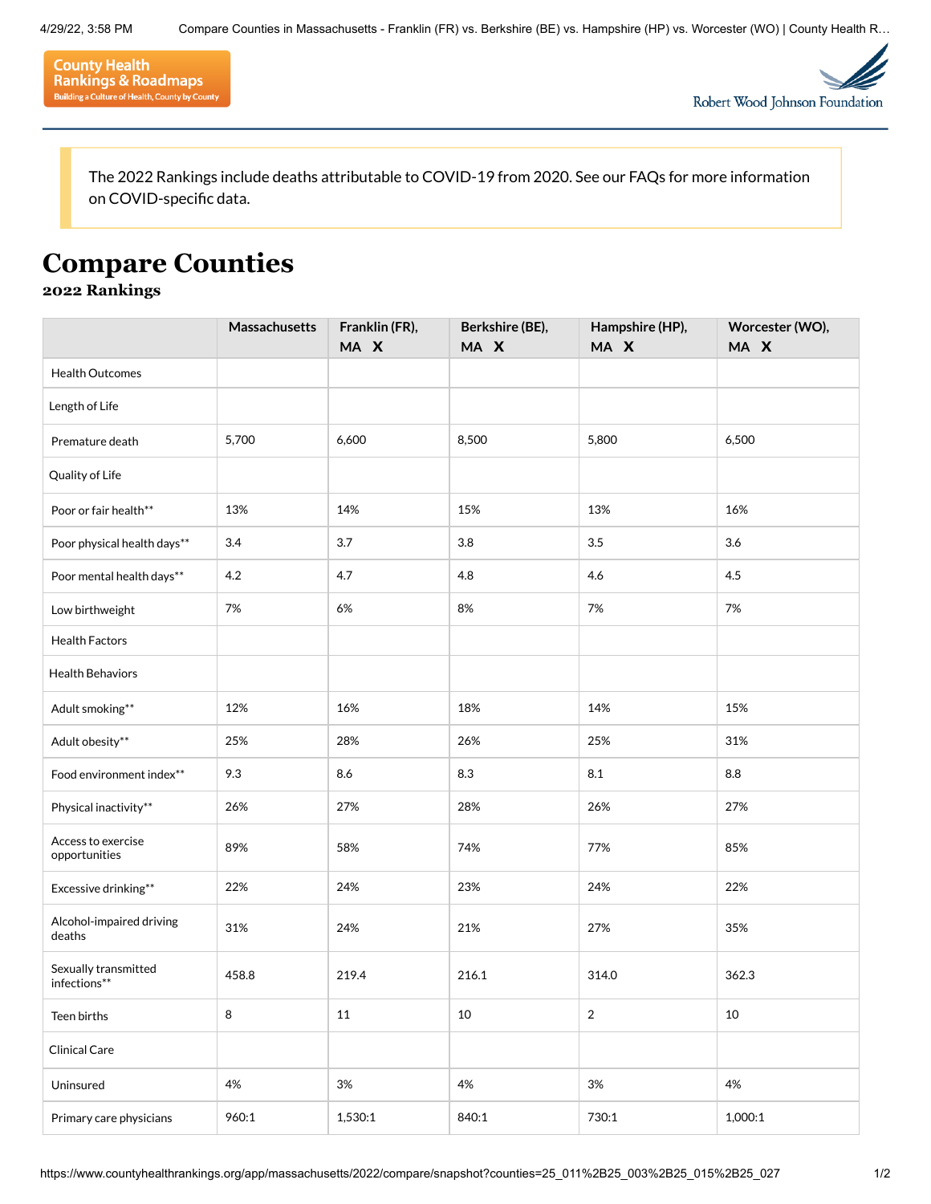County Health Rankings & Roadmaps
Building a Culture of Health, County by County

Robert Wood Johnson Foundation

The 2022 Rankings include deaths attributable to COVID-19 from 2020. See our FAQs for more information on COVID-specific data.

# Compare Counties

### 2022 Rankings

| | Massachusetts | Franklin (FR), MA X | Berkshire (BE), MA X | Hampshire (HP), MA X | Worcester (WO), MA X |
|---|---|---|---|---|---|
| Health Outcomes | | | | | |
| Length of Life | | | | | |
| Premature death | 5,700 | 6,600 | 8,500 | 5,800 | 6,500 |
| Quality of Life | | | | | |
| Poor or fair health** | 13% | 14% | 15% | 13% | 16% |
| Poor physical health days** | 3.4 | 3.7 | 3.8 | 3.5 | 3.6 |
| Poor mental health days** | 4.2 | 4.7 | 4.8 | 4.6 | 4.5 |
| Low birthweight | 7% | 6% | 8% | 7% | 7% |
| Health Factors | | | | | |
| Health Behaviors | | | | | |
| Adult smoking** | 12% | 16% | 18% | 14% | 15% |
| Adult obesity** | 25% | 28% | 26% | 25% | 31% |
| Food environment index** | 9.3 | 8.6 | 8.3 | 8.1 | 8.8 |
| Physical inactivity** | 26% | 27% | 28% | 26% | 27% |
| Access to exercise opportunities | 89% | 58% | 74% | 77% | 85% |
| Excessive drinking** | 22% | 24% | 23% | 24% | 22% |
| Alcohol-impaired driving deaths | 31% | 24% | 21% | 27% | 35% |
| Sexually transmitted infections** | 458.8 | 219.4 | 216.1 | 314.0 | 362.3 |
| Teen births | 8 | 11 | 10 | 2 | 10 |
| Clinical Care | | | | | |
| Uninsured | 4% | 3% | 4% | 3% | 4% |
| Primary care physicians | 960:1 | 1,530:1 | 840:1 | 730:1 | 1,000:1 |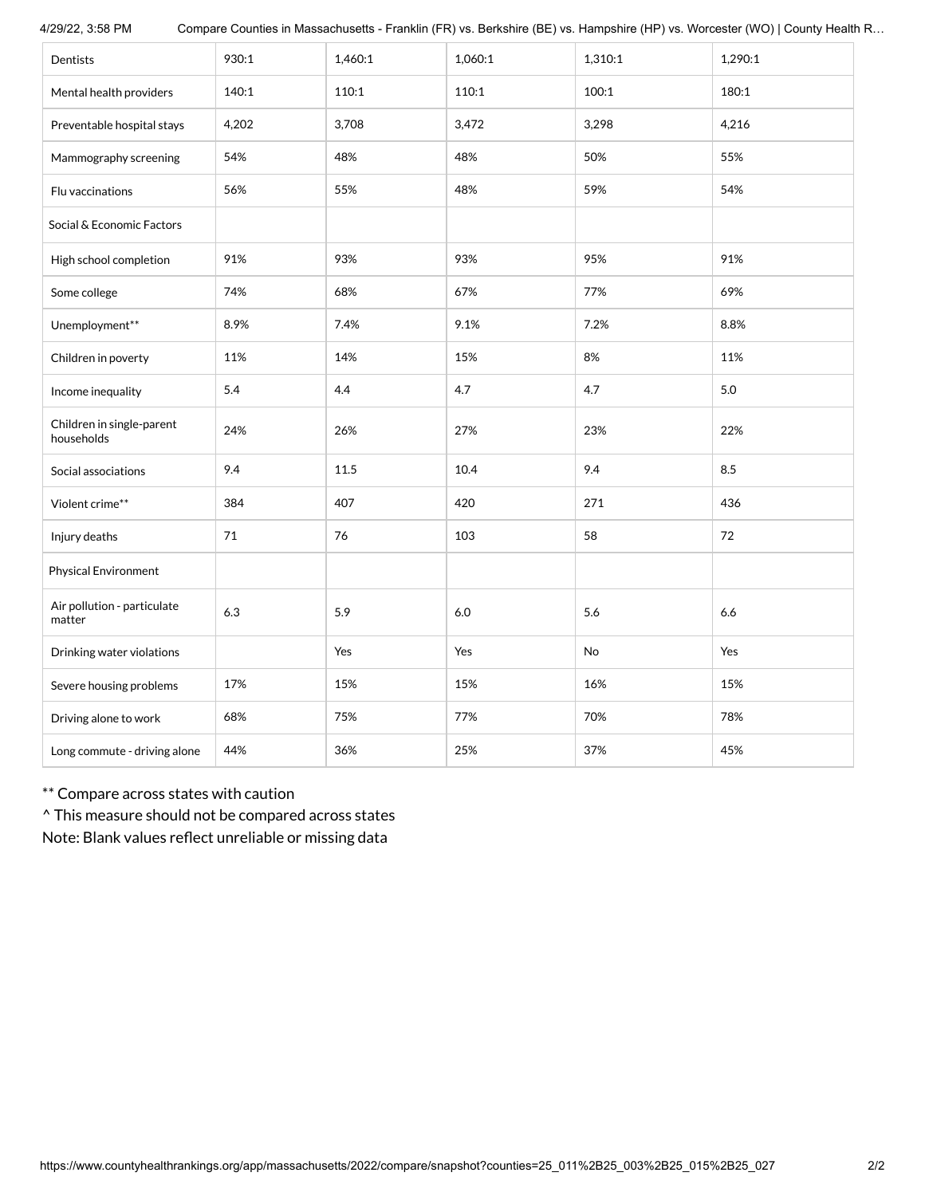| | | | | | |
|---|---|---|---|---|---|
| Dentists | 930:1 | 1,460:1 | 1,060:1 | 1,310:1 | 1,290:1 |
| Mental health providers | 140:1 | 110:1 | 110:1 | 100:1 | 180:1 |
| Preventable hospital stays | 4,202 | 3,708 | 3,472 | 3,298 | 4,216 |
| Mammography screening | 54% | 48% | 48% | 50% | 55% |
| Flu vaccinations | 56% | 55% | 48% | 59% | 54% |
| Social & Economic Factors | | | | | |
| High school completion | 91% | 93% | 93% | 95% | 91% |
| Some college | 74% | 68% | 67% | 77% | 69% |
| Unemployment** | 8.9% | 7.4% | 9.1% | 7.2% | 8.8% |
| Children in poverty | 11% | 14% | 15% | 8% | 11% |
| Income inequality | 5.4 | 4.4 | 4.7 | 4.7 | 5.0 |
| Children in single-parent households | 24% | 26% | 27% | 23% | 22% |
| Social associations | 9.4 | 11.5 | 10.4 | 9.4 | 8.5 |
| Violent crime** | 384 | 407 | 420 | 271 | 436 |
| Injury deaths | 71 | 76 | 103 | 58 | 72 |
| Physical Environment | | | | | |
| Air pollution - particulate matter | 6.3 | 5.9 | 6.0 | 5.6 | 6.6 |
| Drinking water violations | | Yes | Yes | No | Yes |
| Severe housing problems | 17% | 15% | 15% | 16% | 15% |
| Driving alone to work | 68% | 75% | 77% | 70% | 78% |
| Long commute - driving alone | 44% | 36% | 25% | 37% | 45% |

** Compare across states with caution

^ This measure should not be compared across states

Note: Blank values reflect unreliable or missing data